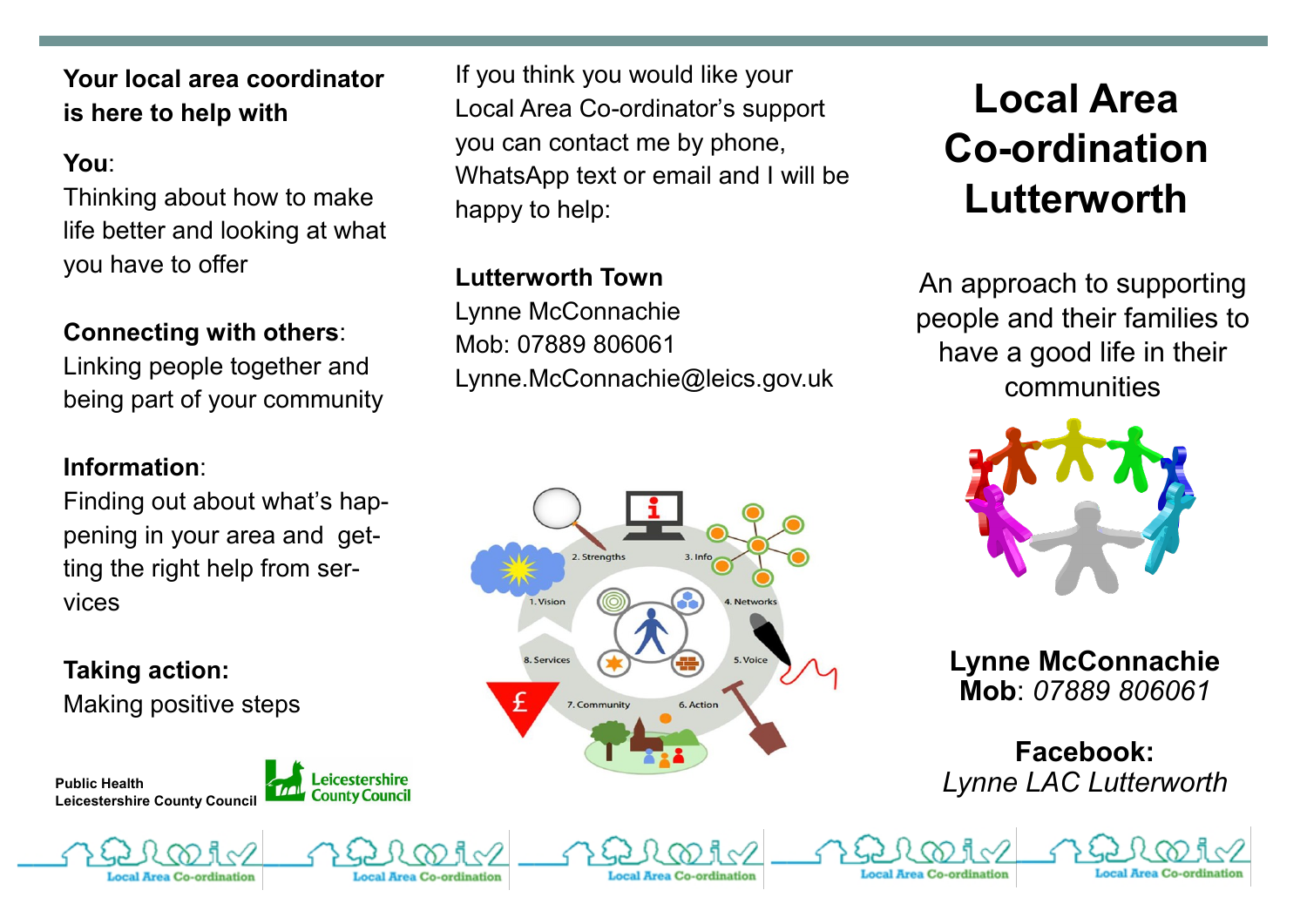**Your local area coordinator is here to help with**

**You**:
Thinking about how to make life better and looking at what you have to offer

**Connecting with others**:
Linking people together and being part of your community

**Information**:
Finding out about what's happening in your area and getting the right help from services

**Taking action:**
Making positive steps

Public Health
Leicestershire County Council

If you think you would like your Local Area Co-ordinator's support you can contact me by phone, WhatsApp text or email and I will be happy to help:

**Lutterworth Town**
Lynne McConnachie
Mob: 07889 806061
Lynne.McConnachie@leics.gov.uk

# Local Area Co-ordination Lutterworth

An approach to supporting people and their families to have a good life in their communities

**Lynne McConnachie**
**Mob**: *07889 806061*

**Facebook:**
*Lynne LAC Lutterworth*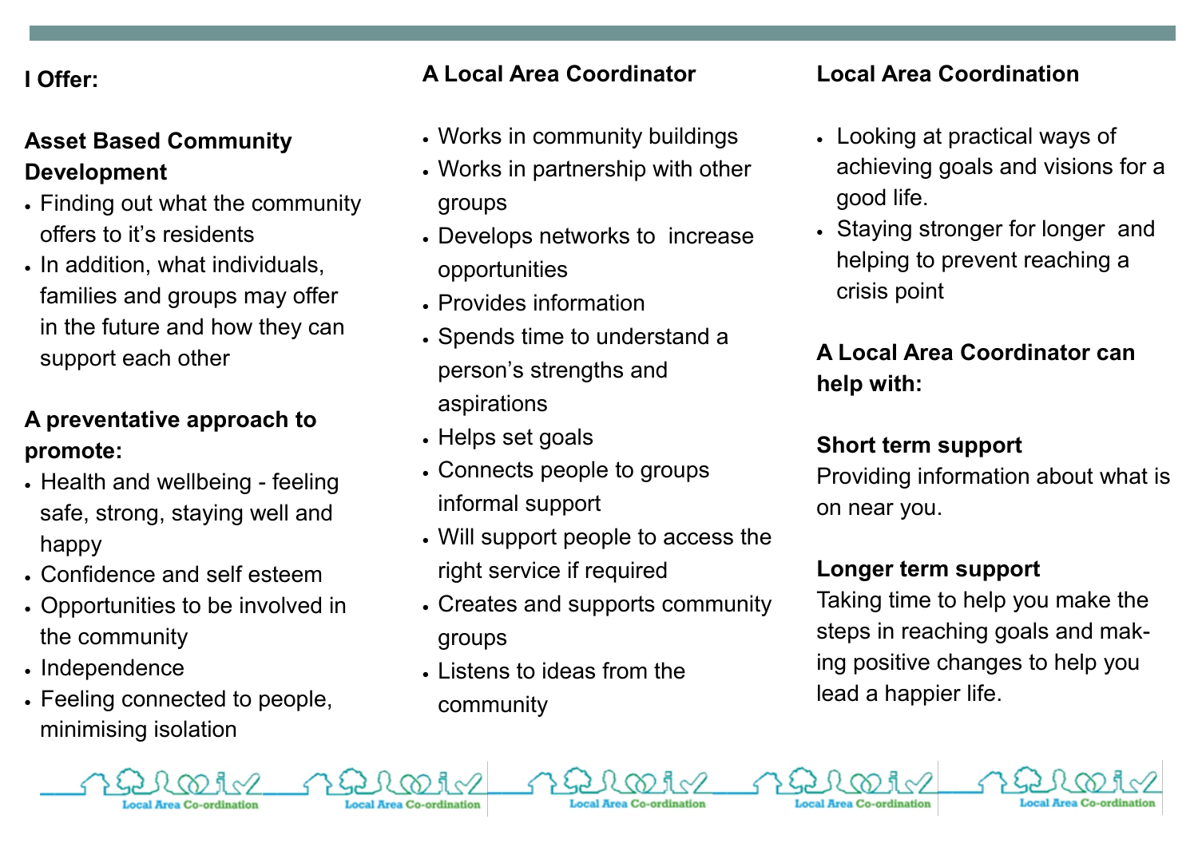**I Offer:**

**Asset Based Community Development**

- Finding out what the community offers to it's residents
- In addition, what individuals, families and groups may offer in the future and how they can support each other

**A preventative approach to promote:**

- Health and wellbeing - feeling safe, strong, staying well and happy
- Confidence and self esteem
- Opportunities to be involved in the community
- Independence
- Feeling connected to people, minimising isolation

**A Local Area Coordinator**

- Works in community buildings
- Works in partnership with other groups
- Develops networks to increase opportunities
- Provides information
- Spends time to understand a person's strengths and aspirations
- Helps set goals
- Connects people to groups informal support
- Will support people to access the right service if required
- Creates and supports community groups
- Listens to ideas from the community

**Local Area Coordination**

- Looking at practical ways of achieving goals and visions for a good life.
- Staying stronger for longer and helping to prevent reaching a crisis point

**A Local Area Coordinator can help with:**

**Short term support**
Providing information about what is on near you.

**Longer term support**
Taking time to help you make the steps in reaching goals and making positive changes to help you lead a happier life.

Local Area Co-ordination Local Area Co-ordination Local Area Co-ordination Local Area Co-ordination Local Area Co-ordination